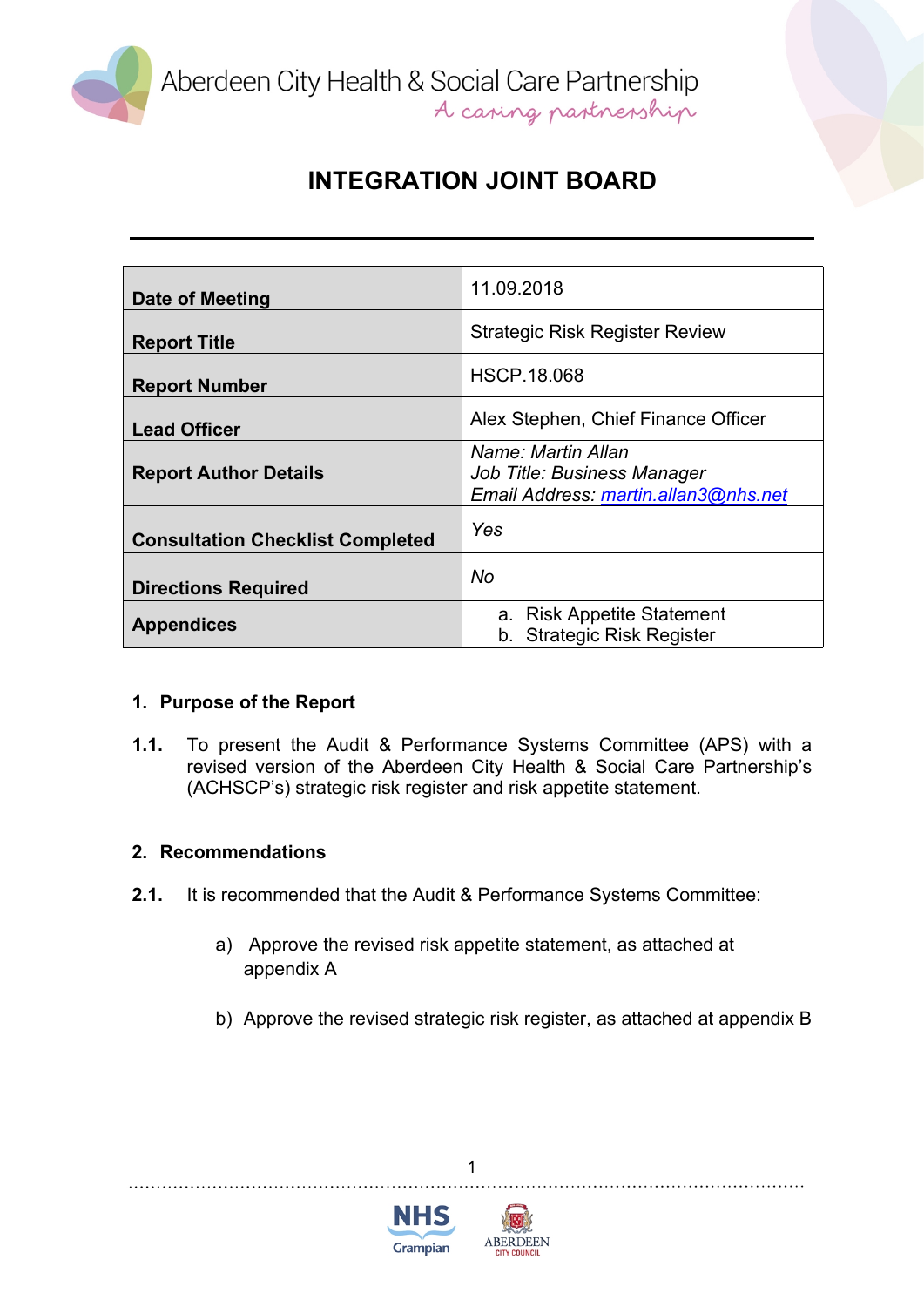Aberdeen City Health & Social Care Partnership
*A caring partnership*

# INTEGRATION JOINT BOARD

| | |
|---|---|
| **Date of Meeting** | 11.09.2018 |
| **Report Title** | Strategic Risk Register Review |
| **Report Number** | HSCP.18.068 |
| **Lead Officer** | Alex Stephen, Chief Finance Officer |
| **Report Author Details** | *Name: Martin Allan*<br>*Job Title: Business Manager*<br>*Email Address: martin.allan3@nhs.net* |
| **Consultation Checklist Completed** | *Yes* |
| **Directions Required** | *No* |
| **Appendices** | a. Risk Appetite Statement<br>b. Strategic Risk Register |

## 1. Purpose of the Report

**1.1.** To present the Audit & Performance Systems Committee (APS) with a revised version of the Aberdeen City Health & Social Care Partnership's (ACHSCP's) strategic risk register and risk appetite statement.

## 2. Recommendations

**2.1.** It is recommended that the Audit & Performance Systems Committee:

a) Approve the revised risk appetite statement, as attached at appendix A

b) Approve the revised strategic risk register, as attached at appendix B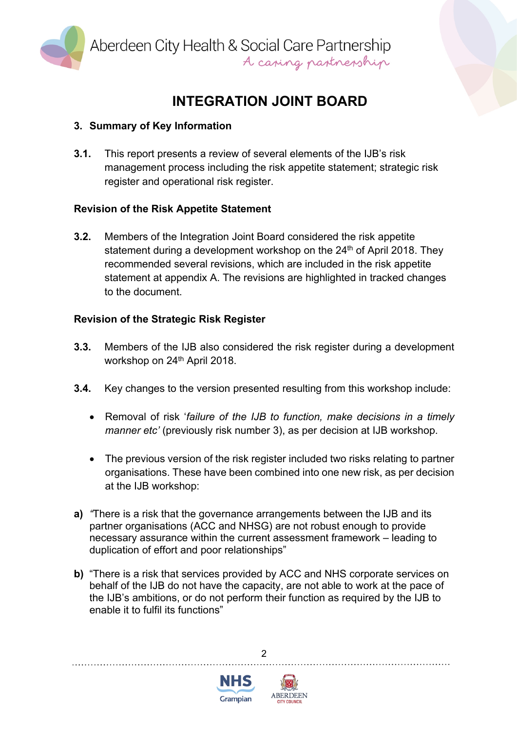# INTEGRATION JOINT BOARD

## 3. Summary of Key Information

**3.1.** This report presents a review of several elements of the IJB's risk management process including the risk appetite statement; strategic risk register and operational risk register.

### Revision of the Risk Appetite Statement

**3.2.** Members of the Integration Joint Board considered the risk appetite statement during a development workshop on the 24th of April 2018. They recommended several revisions, which are included in the risk appetite statement at appendix A. The revisions are highlighted in tracked changes to the document.

### Revision of the Strategic Risk Register

**3.3.** Members of the IJB also considered the risk register during a development workshop on 24th April 2018.

**3.4.** Key changes to the version presented resulting from this workshop include:

- Removal of risk '*failure of the IJB to function, make decisions in a timely manner etc'* (previously risk number 3), as per decision at IJB workshop.

- The previous version of the risk register included two risks relating to partner organisations. These have been combined into one new risk, as per decision at the IJB workshop:

**a)** *"*There is a risk that the governance arrangements between the IJB and its partner organisations (ACC and NHSG) are not robust enough to provide necessary assurance within the current assessment framework – leading to duplication of effort and poor relationships"

**b)** "There is a risk that services provided by ACC and NHS corporate services on behalf of the IJB do not have the capacity, are not able to work at the pace of the IJB's ambitions, or do not perform their function as required by the IJB to enable it to fulfil its functions"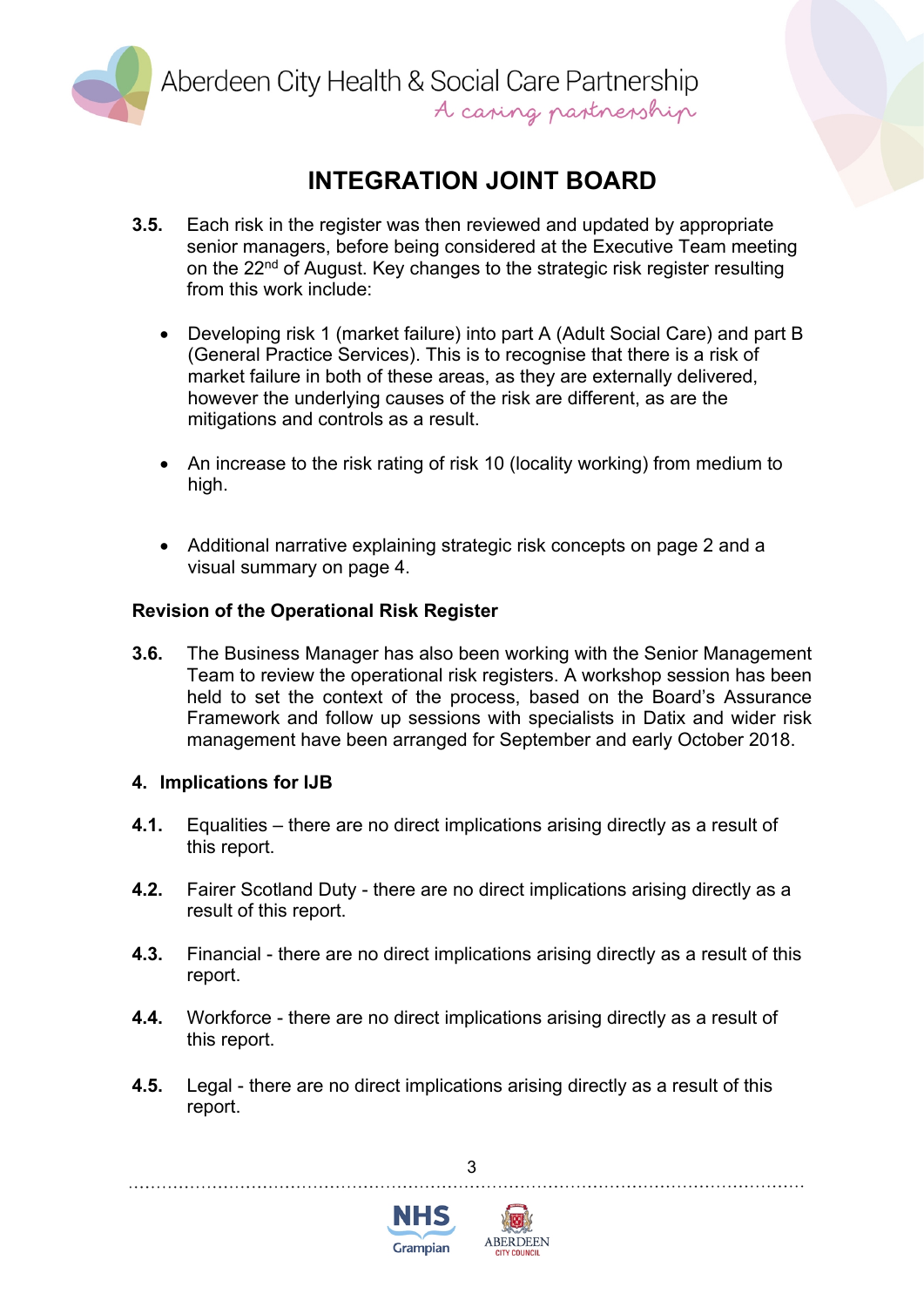# INTEGRATION JOINT BOARD

**3.5.** Each risk in the register was then reviewed and updated by appropriate senior managers, before being considered at the Executive Team meeting on the 22nd of August. Key changes to the strategic risk register resulting from this work include:

- Developing risk 1 (market failure) into part A (Adult Social Care) and part B (General Practice Services). This is to recognise that there is a risk of market failure in both of these areas, as they are externally delivered, however the underlying causes of the risk are different, as are the mitigations and controls as a result.
- An increase to the risk rating of risk 10 (locality working) from medium to high.
- Additional narrative explaining strategic risk concepts on page 2 and a visual summary on page 4.

**Revision of the Operational Risk Register**

**3.6.** The Business Manager has also been working with the Senior Management Team to review the operational risk registers. A workshop session has been held to set the context of the process, based on the Board's Assurance Framework and follow up sessions with specialists in Datix and wider risk management have been arranged for September and early October 2018.

## 4. Implications for IJB

**4.1.** Equalities – there are no direct implications arising directly as a result of this report.

**4.2.** Fairer Scotland Duty - there are no direct implications arising directly as a result of this report.

**4.3.** Financial - there are no direct implications arising directly as a result of this report.

**4.4.** Workforce - there are no direct implications arising directly as a result of this report.

**4.5.** Legal - there are no direct implications arising directly as a result of this report.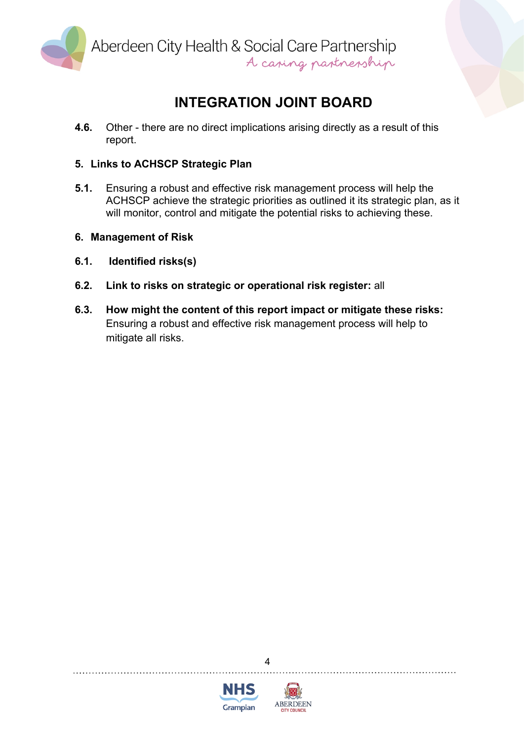**4.6.** Other - there are no direct implications arising directly as a result of this report.

## 5. Links to ACHSCP Strategic Plan

**5.1.** Ensuring a robust and effective risk management process will help the ACHSCP achieve the strategic priorities as outlined it its strategic plan, as it will monitor, control and mitigate the potential risks to achieving these.

## 6. Management of Risk

**6.1. Identified risks(s)**

**6.2. Link to risks on strategic or operational risk register:** all

**6.3. How might the content of this report impact or mitigate these risks:** Ensuring a robust and effective risk management process will help to mitigate all risks.